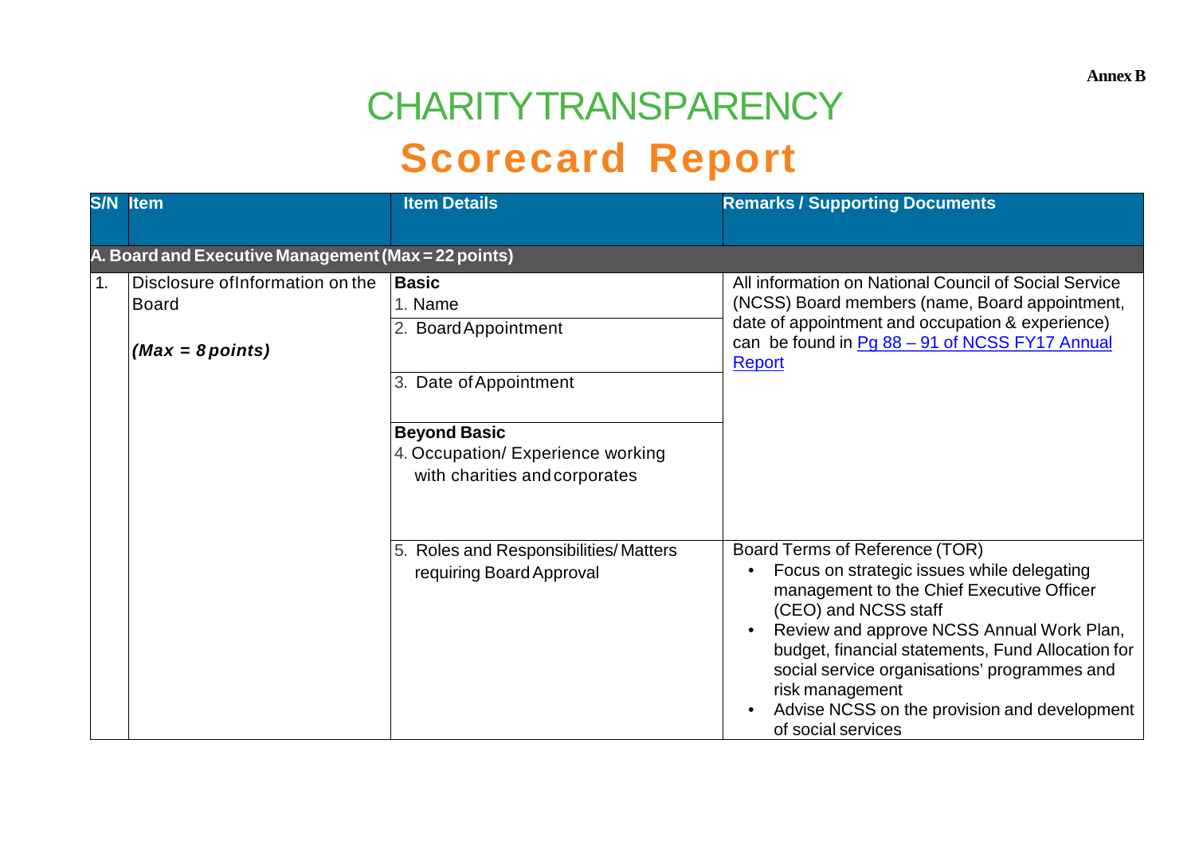**Annex B**

# CHARITY TRANSPARENCY

# Scorecard Report

| S/N | Item | Item Details | Remarks / Supporting Documents |
|---|---|---|---|
| **A. Board and Executive Management (Max = 22 points)** | | | |
| 1. | Disclosure of Information on the Board<br><br>***(Max = 8 points)*** | **Basic**<br>1. Name | All information on National Council of Social Service (NCSS) Board members (name, Board appointment, date of appointment and occupation & experience) can be found in [Pg 88 – 91 of NCSS FY17 Annual Report]() |
| | | 2. Board Appointment | |
| | | 3. Date of Appointment | |
| | | **Beyond Basic**<br>4. Occupation/ Experience working with charities and corporates | |
| | | 5. Roles and Responsibilities/ Matters requiring Board Approval | Board Terms of Reference (TOR)<br>• Focus on strategic issues while delegating management to the Chief Executive Officer (CEO) and NCSS staff<br>• Review and approve NCSS Annual Work Plan, budget, financial statements, Fund Allocation for social service organisations' programmes and risk management<br>• Advise NCSS on the provision and development of social services |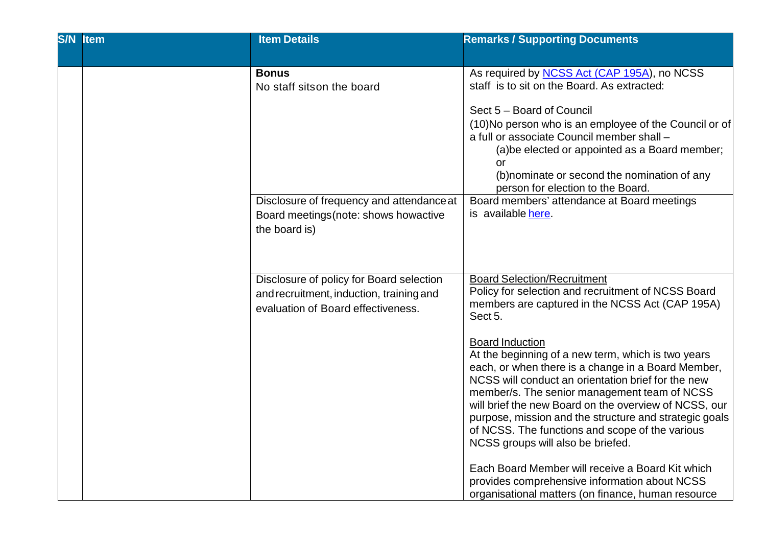| S/N | Item | Item Details | Remarks / Supporting Documents |
| --- | --- | --- | --- |
| | | **Bonus**<br>No staff sitson the board | As required by NCSS Act (CAP 195A), no NCSS staff is to sit on the Board. As extracted:<br><br>Sect 5 – Board of Council<br>(10)No person who is an employee of the Council or of a full or associate Council member shall –<br>(a)be elected or appointed as a Board member; or<br>(b)nominate or second the nomination of any person for election to the Board. |
| | | Disclosure of frequency and attendance at Board meetings(note: shows howactive the board is) | Board members' attendance at Board meetings is available here. |
| | | Disclosure of policy for Board selection and recruitment, induction, training and evaluation of Board effectiveness. | Board Selection/Recruitment<br>Policy for selection and recruitment of NCSS Board members are captured in the NCSS Act (CAP 195A) Sect 5.<br><br>Board Induction<br>At the beginning of a new term, which is two years each, or when there is a change in a Board Member, NCSS will conduct an orientation brief for the new member/s. The senior management team of NCSS will brief the new Board on the overview of NCSS, our purpose, mission and the structure and strategic goals of NCSS. The functions and scope of the various NCSS groups will also be briefed.<br><br>Each Board Member will receive a Board Kit which provides comprehensive information about NCSS organisational matters (on finance, human resource |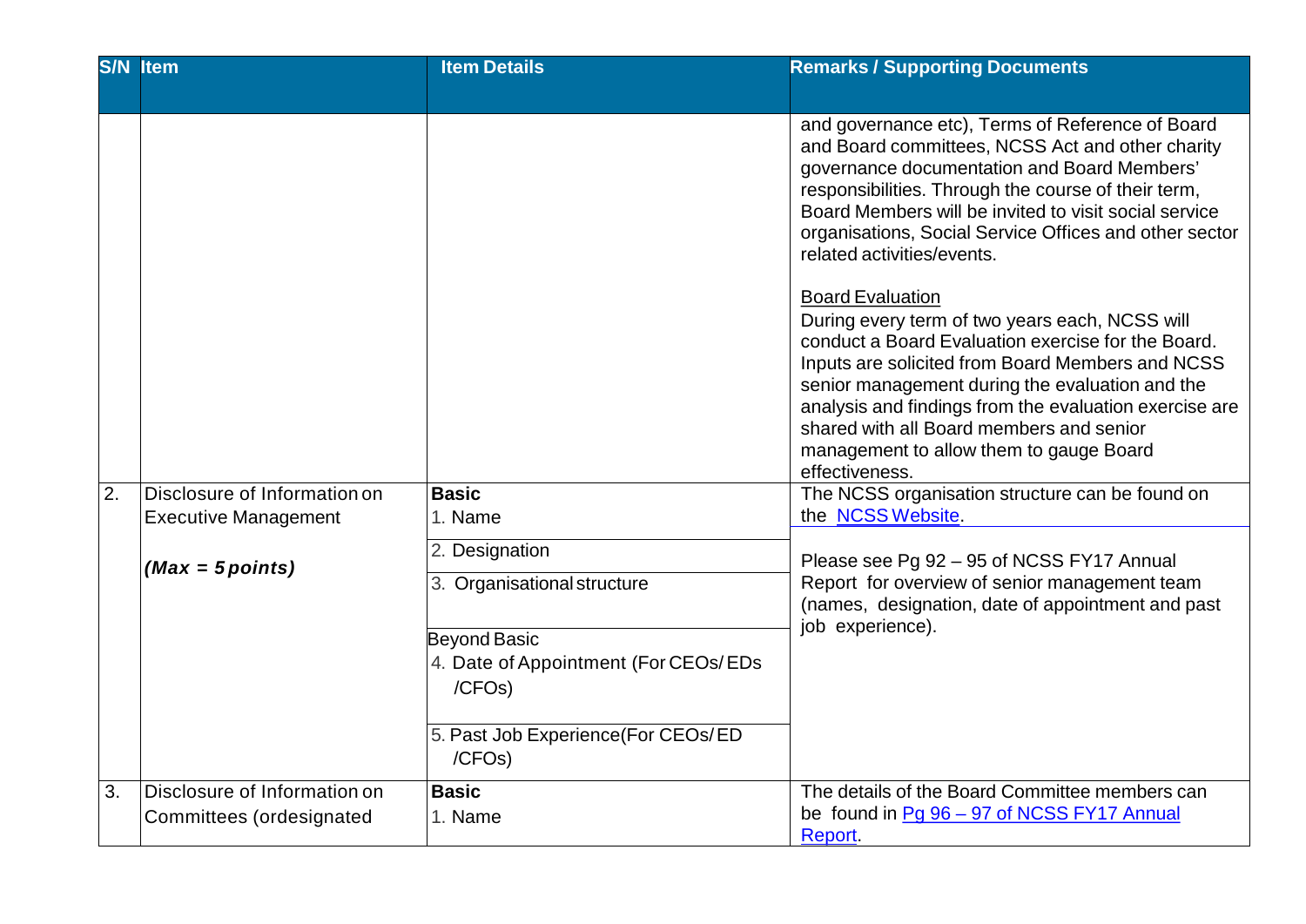| S/N | Item | Item Details | Remarks / Supporting Documents |
| --- | --- | --- | --- |
| | | | and governance etc), Terms of Reference of Board and Board committees, NCSS Act and other charity governance documentation and Board Members' responsibilities. Through the course of their term, Board Members will be invited to visit social service organisations, Social Service Offices and other sector related activities/events.<br><br>Board Evaluation<br>During every term of two years each, NCSS will conduct a Board Evaluation exercise for the Board. Inputs are solicited from Board Members and NCSS senior management during the evaluation and the analysis and findings from the evaluation exercise are shared with all Board members and senior management to allow them to gauge Board effectiveness. |
| 2. | Disclosure of Information on Executive Management<br><br>***(Max = 5 points)*** | **Basic**<br>1. Name | The NCSS organisation structure can be found on the [NCSS Website](). |
| | | 2. Designation | Please see Pg 92 – 95 of NCSS FY17 Annual Report for overview of senior management team (names, designation, date of appointment and past job experience). |
| | | 3. Organisational structure | |
| | | Beyond Basic<br>4. Date of Appointment (For CEOs/ EDs /CFOs) | |
| | | 5. Past Job Experience(For CEOs/ ED /CFOs) | |
| 3. | Disclosure of Information on Committees (ordesignated | **Basic**<br>1. Name | The details of the Board Committee members can be found in [Pg 96 – 97 of NCSS FY17 Annual Report](). |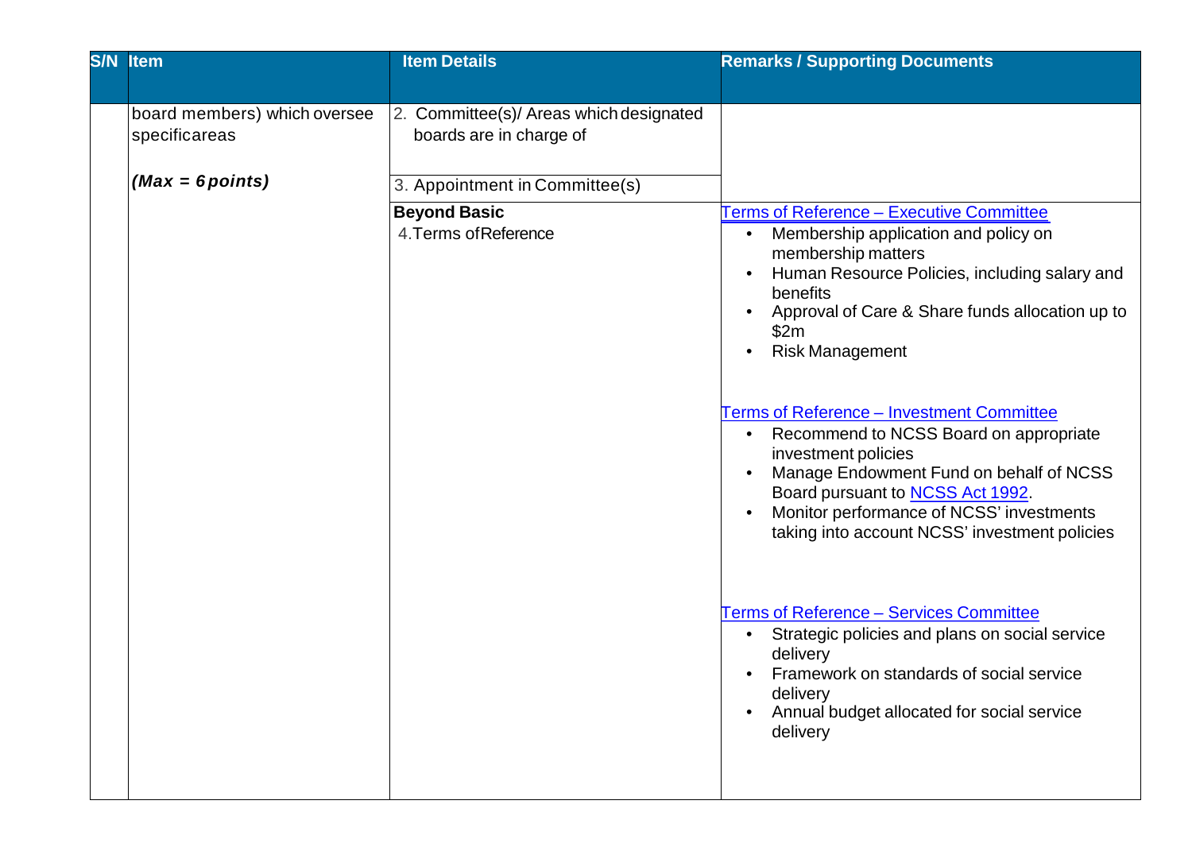| S/N | Item | Item Details | Remarks / Supporting Documents |
| --- | --- | --- | --- |
| | board members) which oversee specificareas<br><br>***(Max = 6 points)*** | 2. Committee(s)/ Areas which designated boards are in charge of | |
| | | 3. Appointment in Committee(s) | |
| | | **Beyond Basic**<br>4. Terms of Reference | [Terms of Reference – Executive Committee]()<br>• Membership application and policy on membership matters<br>• Human Resource Policies, including salary and benefits<br>• Approval of Care & Share funds allocation up to $2m<br>• Risk Management<br><br>[Terms of Reference – Investment Committee]()<br>• Recommend to NCSS Board on appropriate investment policies<br>• Manage Endowment Fund on behalf of NCSS Board pursuant to [NCSS Act 1992]().<br>• Monitor performance of NCSS' investments taking into account NCSS' investment policies<br><br>[Terms of Reference – Services Committee]()<br>• Strategic policies and plans on social service delivery<br>• Framework on standards of social service delivery<br>• Annual budget allocated for social service delivery |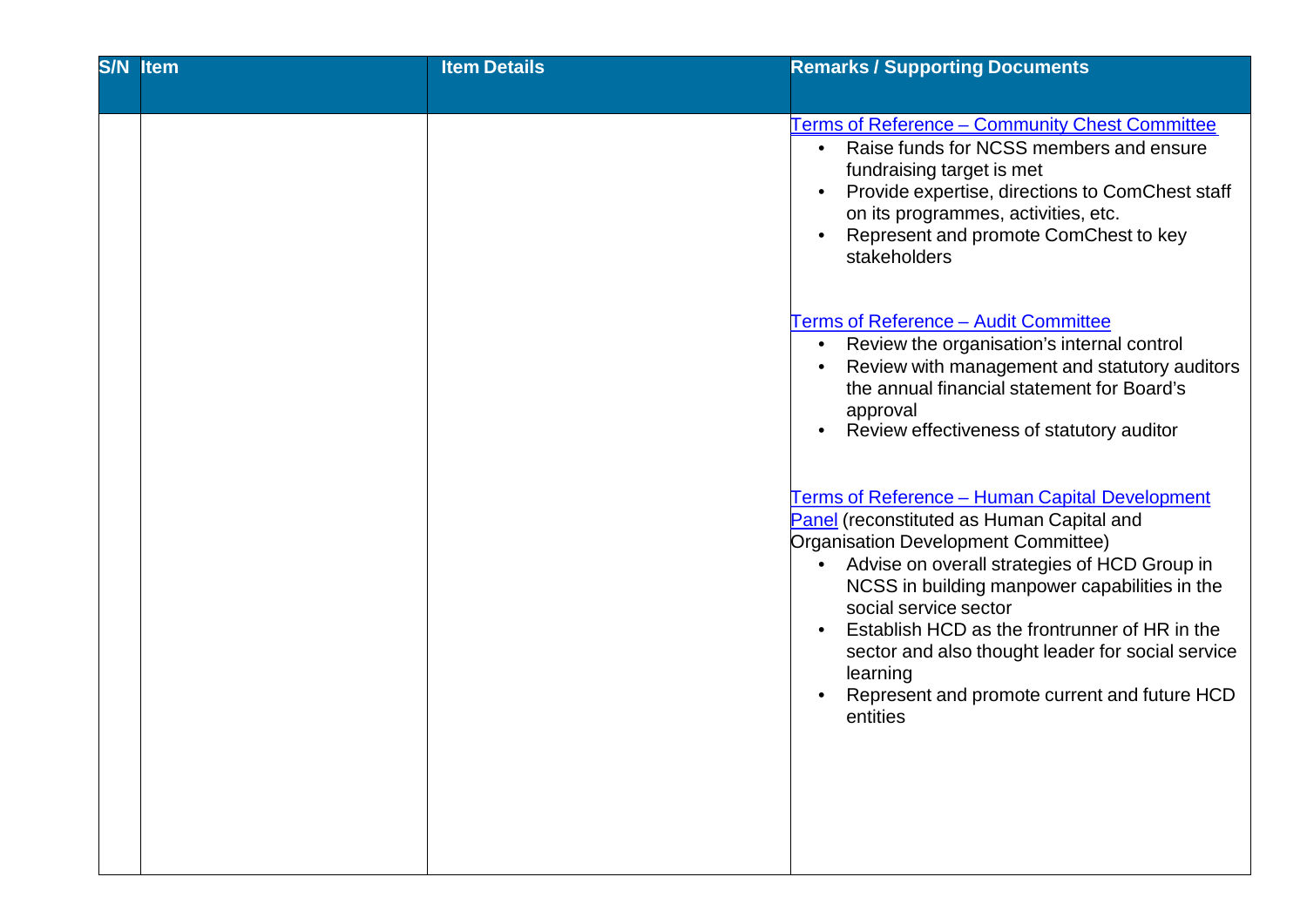| S/N | Item | Item Details | Remarks / Supporting Documents |
|---|---|---|---|
| | | | Terms of Reference – Community Chest Committee<br>• Raise funds for NCSS members and ensure fundraising target is met<br>• Provide expertise, directions to ComChest staff on its programmes, activities, etc.<br>• Represent and promote ComChest to key stakeholders<br><br>Terms of Reference – Audit Committee<br>• Review the organisation's internal control<br>• Review with management and statutory auditors the annual financial statement for Board's approval<br>• Review effectiveness of statutory auditor<br><br>Terms of Reference – Human Capital Development Panel (reconstituted as Human Capital and Organisation Development Committee)<br>• Advise on overall strategies of HCD Group in NCSS in building manpower capabilities in the social service sector<br>• Establish HCD as the frontrunner of HR in the sector and also thought leader for social service learning<br>• Represent and promote current and future HCD entities |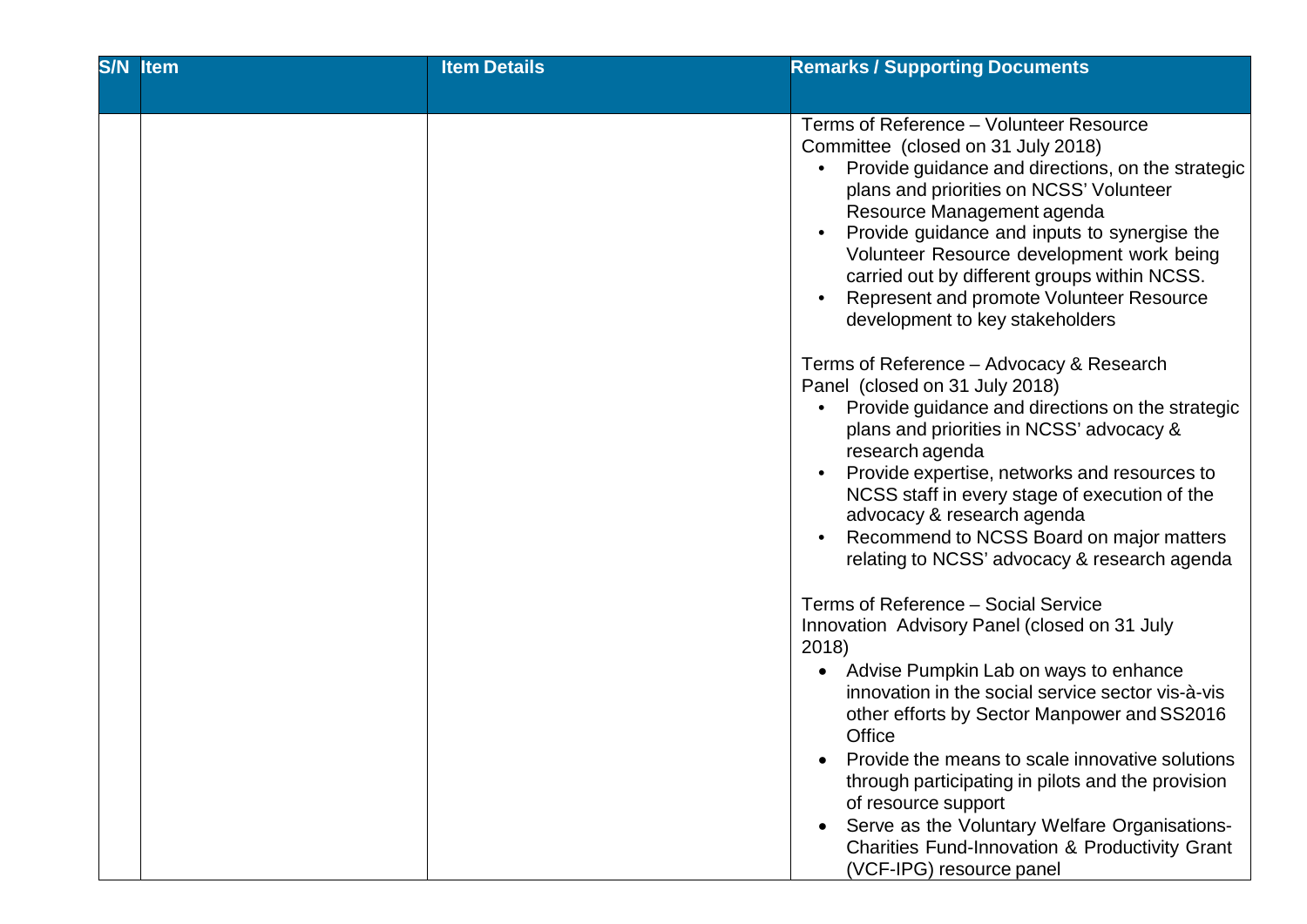| S/N | Item | Item Details | Remarks / Supporting Documents |
| --- | --- | --- | --- |
| | | | Terms of Reference – Volunteer Resource Committee (closed on 31 July 2018)<br>• Provide guidance and directions, on the strategic plans and priorities on NCSS' Volunteer Resource Management agenda<br>• Provide guidance and inputs to synergise the Volunteer Resource development work being carried out by different groups within NCSS.<br>• Represent and promote Volunteer Resource development to key stakeholders<br><br>Terms of Reference – Advocacy & Research Panel (closed on 31 July 2018)<br>• Provide guidance and directions on the strategic plans and priorities in NCSS' advocacy & research agenda<br>• Provide expertise, networks and resources to NCSS staff in every stage of execution of the advocacy & research agenda<br>• Recommend to NCSS Board on major matters relating to NCSS' advocacy & research agenda<br><br>Terms of Reference – Social Service Innovation Advisory Panel (closed on 31 July 2018)<br>• Advise Pumpkin Lab on ways to enhance innovation in the social service sector vis-à-vis other efforts by Sector Manpower and SS2016 Office<br>• Provide the means to scale innovative solutions through participating in pilots and the provision of resource support<br>• Serve as the Voluntary Welfare Organisations-Charities Fund-Innovation & Productivity Grant (VCF-IPG) resource panel |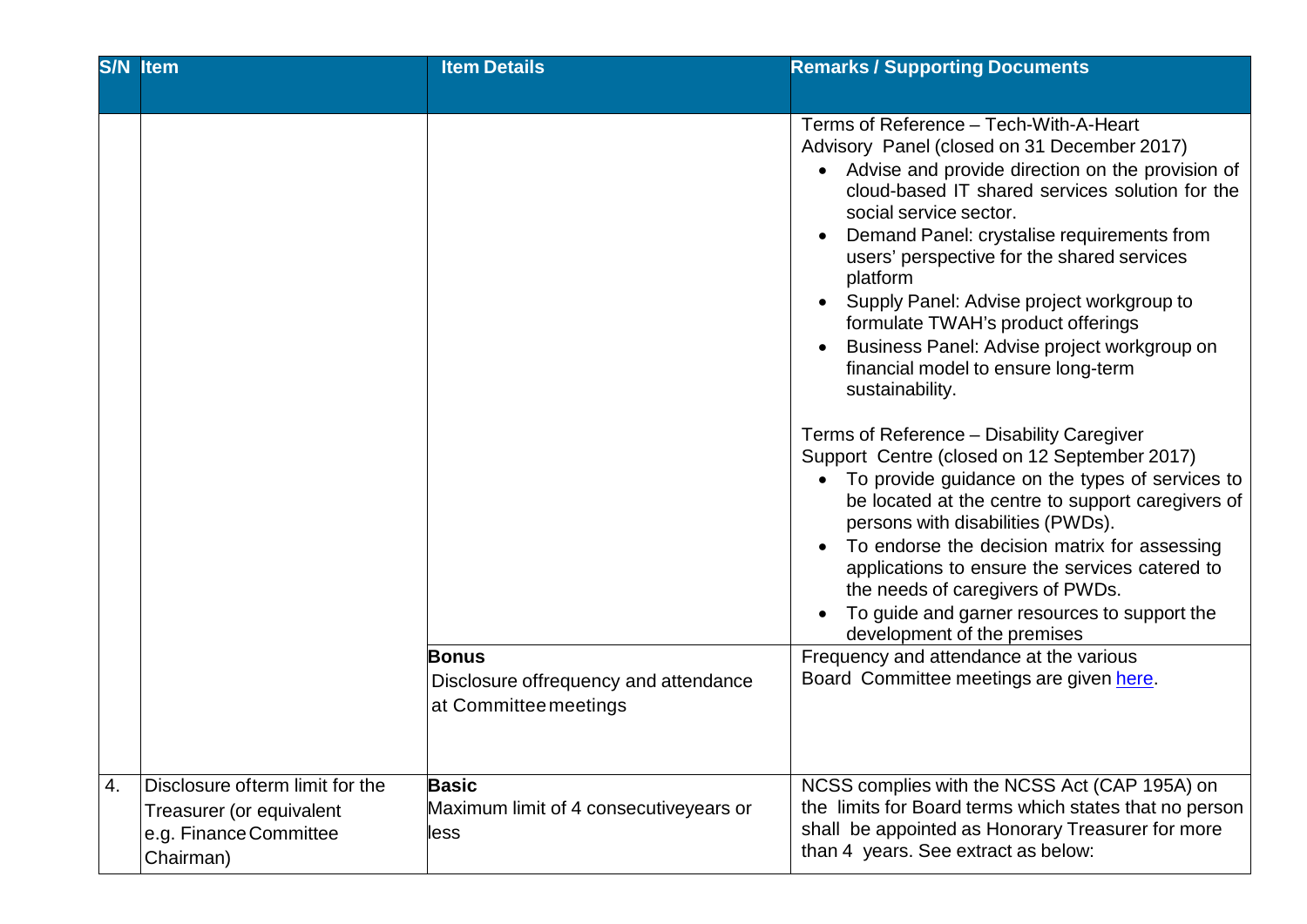| S/N | Item | Item Details | Remarks / Supporting Documents |
| --- | --- | --- | --- |
| | | | Terms of Reference – Tech-With-A-Heart Advisory Panel (closed on 31 December 2017)<br>• Advise and provide direction on the provision of cloud-based IT shared services solution for the social service sector.<br>• Demand Panel: crystalise requirements from users' perspective for the shared services platform<br>• Supply Panel: Advise project workgroup to formulate TWAH's product offerings<br>• Business Panel: Advise project workgroup on financial model to ensure long-term sustainability.<br><br>Terms of Reference – Disability Caregiver Support Centre (closed on 12 September 2017)<br>• To provide guidance on the types of services to be located at the centre to support caregivers of persons with disabilities (PWDs).<br>• To endorse the decision matrix for assessing applications to ensure the services catered to the needs of caregivers of PWDs.<br>• To guide and garner resources to support the development of the premises |
| | | **Bonus**<br>Disclosure of frequency and attendance at Committee meetings | Frequency and attendance at the various Board Committee meetings are given here. |
| 4. | Disclosure of term limit for the Treasurer (or equivalent e.g. Finance Committee Chairman) | **Basic**<br>Maximum limit of 4 consecutive years or less | NCSS complies with the NCSS Act (CAP 195A) on the limits for Board terms which states that no person shall be appointed as Honorary Treasurer for more than 4 years. See extract as below: |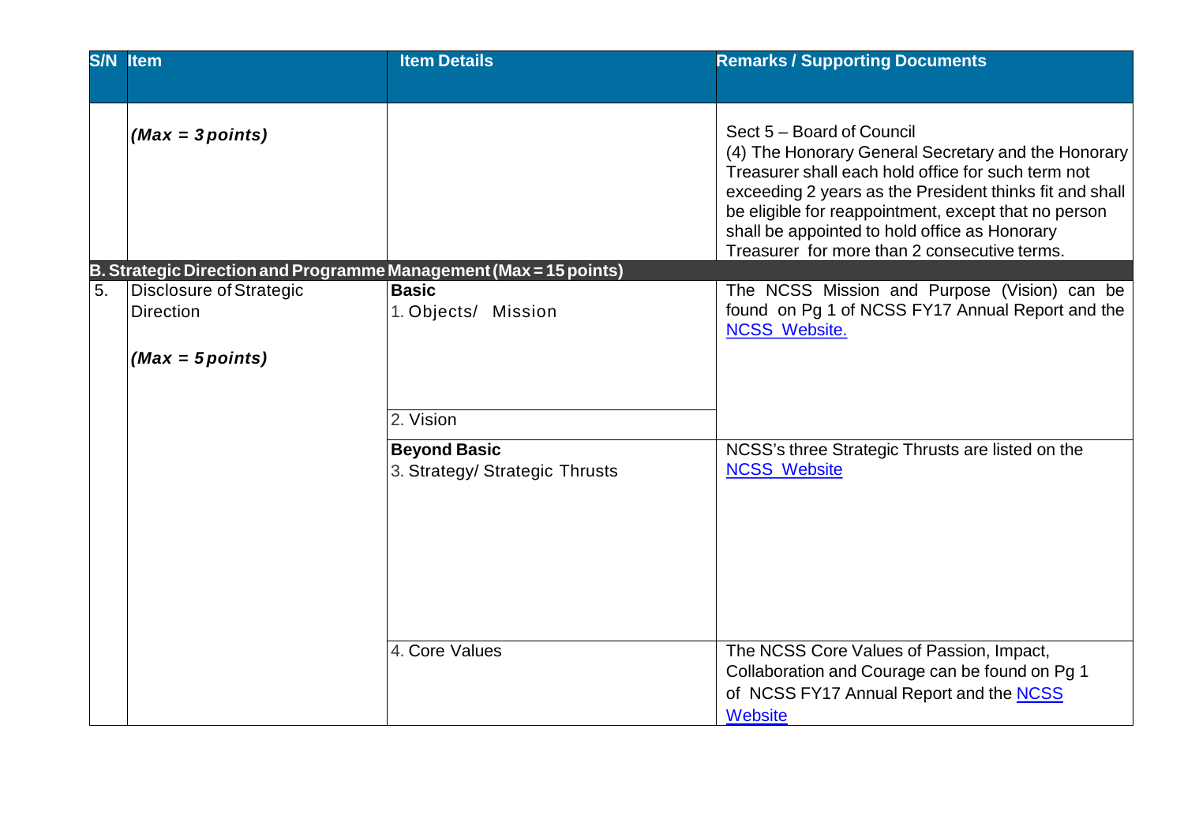| S/N | Item | Item Details | Remarks / Supporting Documents |
| --- | --- | --- | --- |
| | ***(Max = 3 points)*** | | Sect 5 – Board of Council<br>(4) The Honorary General Secretary and the Honorary Treasurer shall each hold office for such term not exceeding 2 years as the President thinks fit and shall be eligible for reappointment, except that no person shall be appointed to hold office as Honorary Treasurer for more than 2 consecutive terms. |
| **B. Strategic Direction and Programme Management (Max = 15 points)** | | | |
| 5. | Disclosure of Strategic Direction<br><br>***(Max = 5 points)*** | **Basic**<br>1. Objects/ Mission | The NCSS Mission and Purpose (Vision) can be found on Pg 1 of NCSS FY17 Annual Report and the [NCSS Website.](NCSS Website.) |
| | | 2. Vision | |
| | | **Beyond Basic**<br>3. Strategy/ Strategic Thrusts | NCSS's three Strategic Thrusts are listed on the [NCSS Website](NCSS Website) |
| | | 4. Core Values | The NCSS Core Values of Passion, Impact, Collaboration and Courage can be found on Pg 1 of NCSS FY17 Annual Report and the [NCSS Website](NCSS Website) |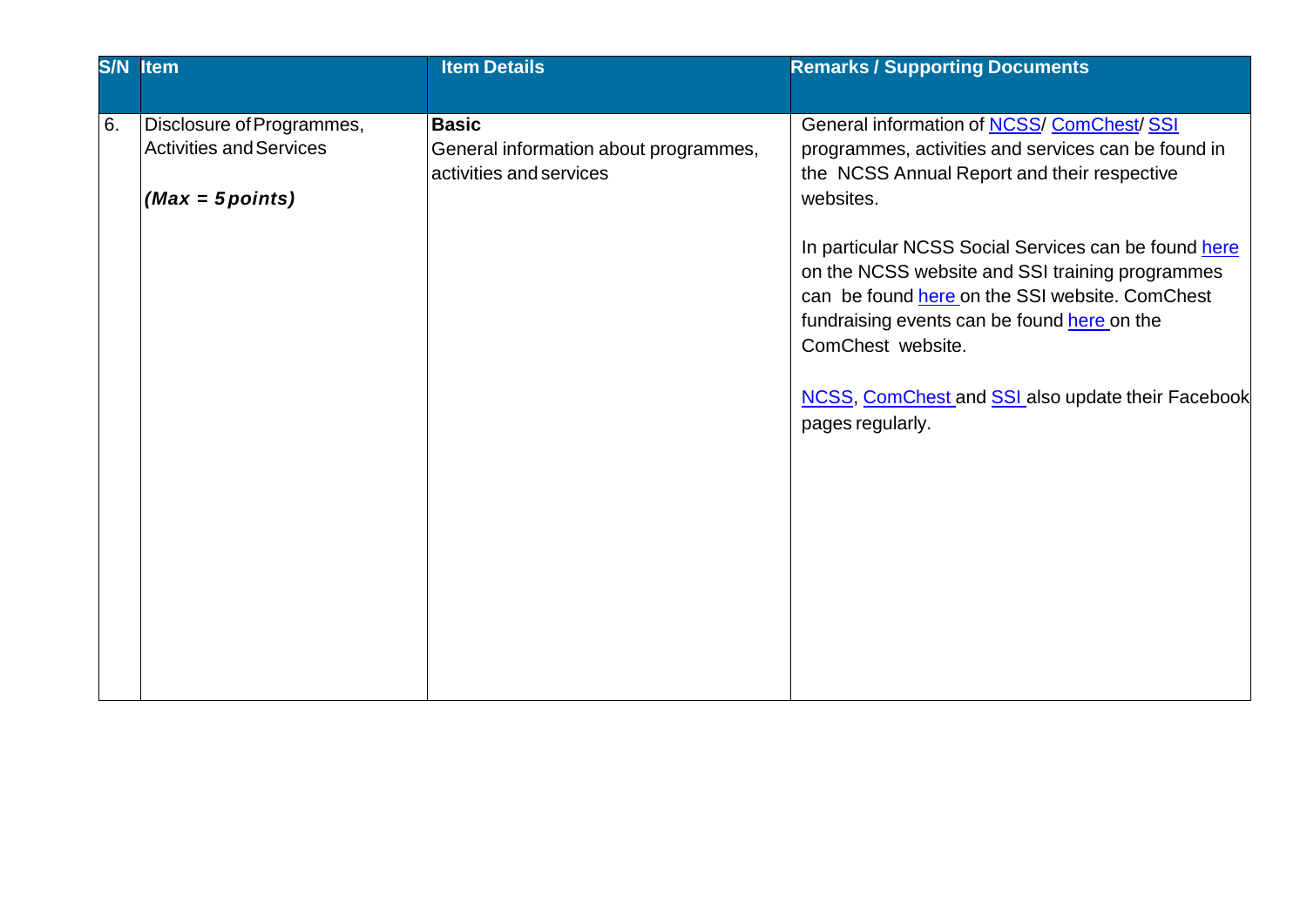| S/N | Item | Item Details | Remarks / Supporting Documents |
|---|---|---|---|
| 6. | Disclosure of Programmes, Activities and Services<br><br>***(Max = 5 points)*** | **Basic**<br>General information about programmes, activities and services | General information of NCSS/ ComChest/ SSI programmes, activities and services can be found in the NCSS Annual Report and their respective websites.<br><br>In particular NCSS Social Services can be found here on the NCSS website and SSI training programmes can be found here on the SSI website. ComChest fundraising events can be found here on the ComChest website.<br><br>NCSS, ComChest and SSI also update their Facebook pages regularly. |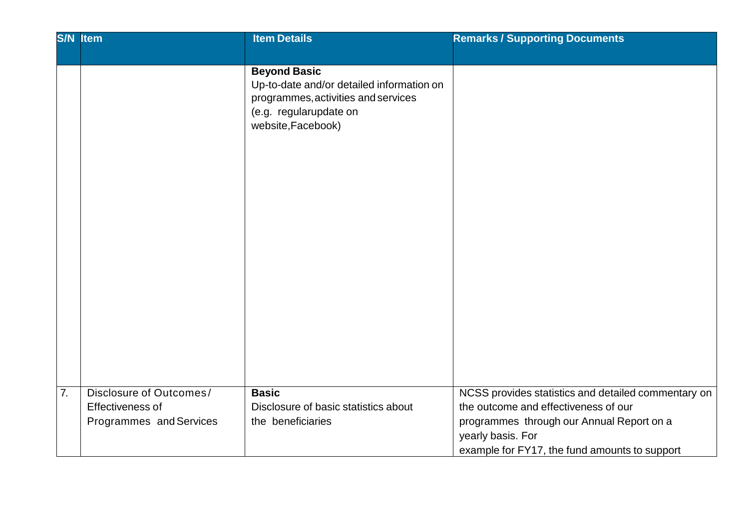| S/N | Item | Item Details | Remarks / Supporting Documents |
|---|---|---|---|
| | | **Beyond Basic**<br>Up-to-date and/or detailed information on programmes, activities and services (e.g. regularupdate on website,Facebook) | |
| 7. | Disclosure of Outcomes/ Effectiveness of Programmes and Services | **Basic**<br>Disclosure of basic statistics about the beneficiaries | NCSS provides statistics and detailed commentary on the outcome and effectiveness of our programmes through our Annual Report on a yearly basis. For example for FY17, the fund amounts to support |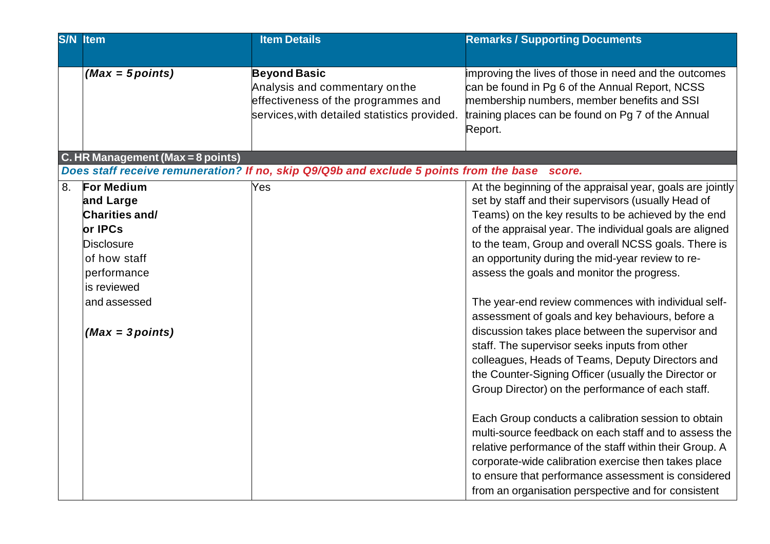| S/N | Item | Item Details | Remarks / Supporting Documents |
| --- | --- | --- | --- |
| | ***(Max = 5 points)*** | **Beyond Basic**<br>Analysis and commentary on the effectiveness of the programmes and services, with detailed statistics provided. | improving the lives of those in need and the outcomes can be found in Pg 6 of the Annual Report, NCSS membership numbers, member benefits and SSI training places can be found on Pg 7 of the Annual Report. |
| **C. HR Management (Max = 8 points)** | | | |
| ***Does staff receive remuneration? If no, skip Q9/Q9b and exclude 5 points from the base score.*** | | | |
| 8. | **For Medium and Large Charities and/ or IPCs**<br>Disclosure of how staff performance is reviewed and assessed<br><br>***(Max = 3 points)*** | Yes | At the beginning of the appraisal year, goals are jointly set by staff and their supervisors (usually Head of Teams) on the key results to be achieved by the end of the appraisal year. The individual goals are aligned to the team, Group and overall NCSS goals. There is an opportunity during the mid-year review to re-assess the goals and monitor the progress.<br><br>The year-end review commences with individual self-assessment of goals and key behaviours, before a discussion takes place between the supervisor and staff. The supervisor seeks inputs from other colleagues, Heads of Teams, Deputy Directors and the Counter-Signing Officer (usually the Director or Group Director) on the performance of each staff.<br><br>Each Group conducts a calibration session to obtain multi-source feedback on each staff and to assess the relative performance of the staff within their Group. A corporate-wide calibration exercise then takes place to ensure that performance assessment is considered from an organisation perspective and for consistent |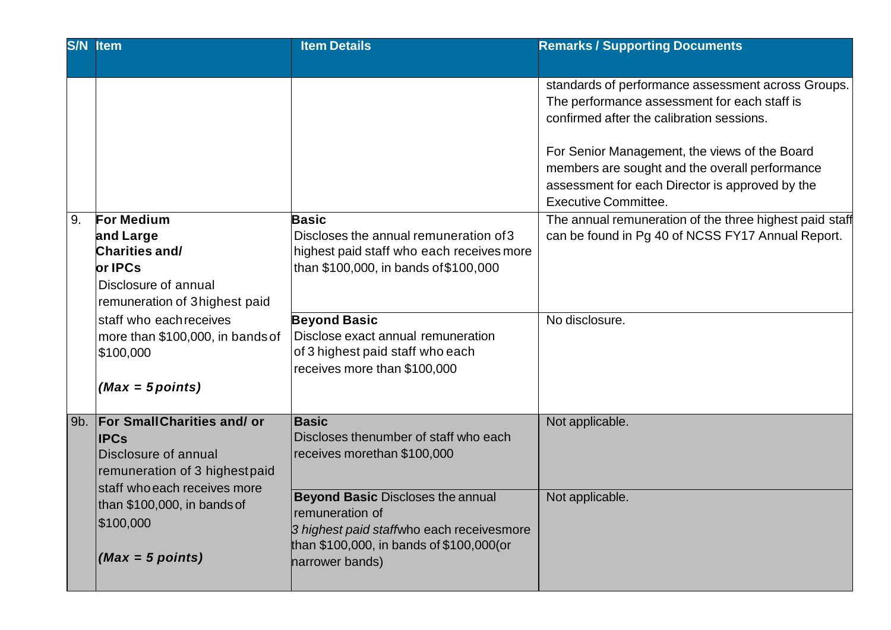| S/N | Item | Item Details | Remarks / Supporting Documents |
|---|---|---|---|
| | | | standards of performance assessment across Groups. The performance assessment for each staff is confirmed after the calibration sessions.<br><br>For Senior Management, the views of the Board members are sought and the overall performance assessment for each Director is approved by the Executive Committee. |
| 9. | **For Medium and Large Charities and/ or IPCs**<br>Disclosure of annual remuneration of 3 highest paid staff who each receives more than $100,000, in bands of $100,000<br><br>***(Max = 5 points)*** | **Basic**<br>Discloses the annual remuneration of 3 highest paid staff who each receives more than $100,000, in bands of $100,000 | The annual remuneration of the three highest paid staff can be found in Pg 40 of NCSS FY17 Annual Report. |
| | | **Beyond Basic**<br>Disclose exact annual remuneration of 3 highest paid staff who each receives more than $100,000 | No disclosure. |
| 9b. | **For Small Charities and/ or IPCs**<br>Disclosure of annual remuneration of 3 highest paid staff who each receives more than $100,000, in bands of $100,000<br><br>***(Max = 5 points)*** | **Basic**<br>Discloses the number of staff who each receives more than $100,000 | Not applicable. |
| | | **Beyond Basic** Discloses the annual remuneration of *3 highest paid staff* who each receives more than $100,000, in bands of $100,000 (or narrower bands) | Not applicable. |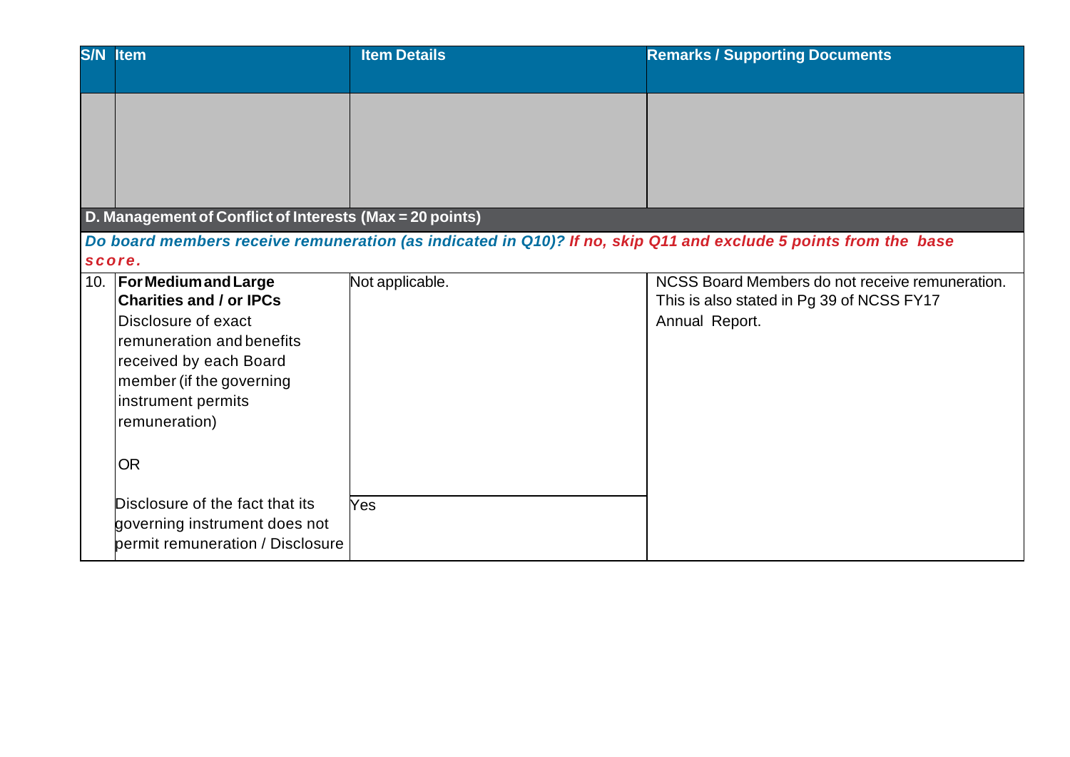| S/N | Item | Item Details | Remarks / Supporting Documents |
|---|---|---|---|
| | | | |
| **D. Management of Conflict of Interests (Max = 20 points)** | | | |
| ***Do board members receive remuneration (as indicated in Q10)? If no, skip Q11 and exclude 5 points from the base score.*** | | | |
| 10. | **For Medium and Large Charities and / or IPCs** Disclosure of exact remuneration and benefits received by each Board member (if the governing instrument permits remuneration) | Not applicable. | NCSS Board Members do not receive remuneration. This is also stated in Pg 39 of NCSS FY17 Annual Report. |
| | OR | | |
| | Disclosure of the fact that its governing instrument does not permit remuneration / Disclosure | Yes | |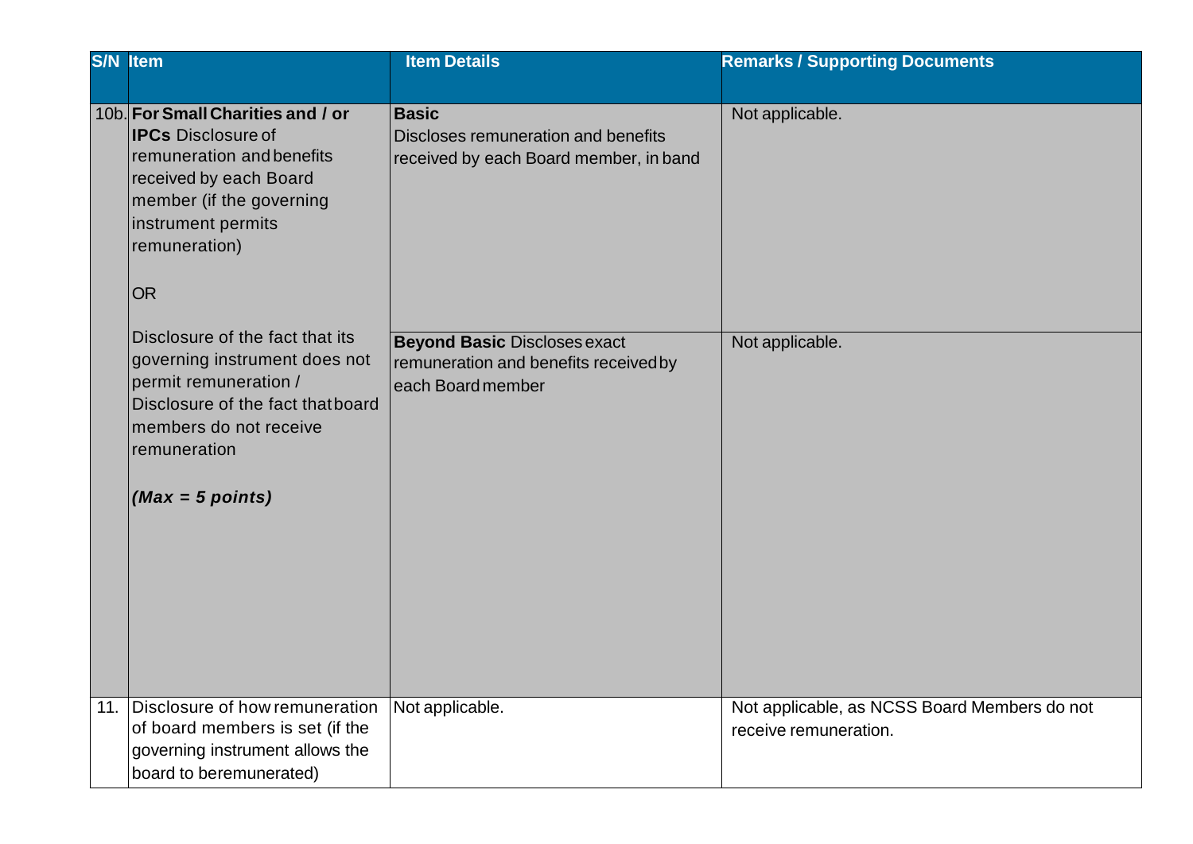| S/N | Item | Item Details | Remarks / Supporting Documents |
|---|---|---|---|
| 10b. | **For Small Charities and / or IPCs** Disclosure of remuneration and benefits received by each Board member (if the governing instrument permits remuneration)<br><br>OR<br><br>Disclosure of the fact that its governing instrument does not permit remuneration / Disclosure of the fact that board members do not receive remuneration<br><br>***(Max = 5 points)*** | **Basic**<br>Discloses remuneration and benefits received by each Board member, in band | Not applicable. |
| | | **Beyond Basic** Discloses exact remuneration and benefits received by each Board member | Not applicable. |
| 11. | Disclosure of how remuneration of board members is set (if the governing instrument allows the board to be remunerated) | Not applicable. | Not applicable, as NCSS Board Members do not receive remuneration. |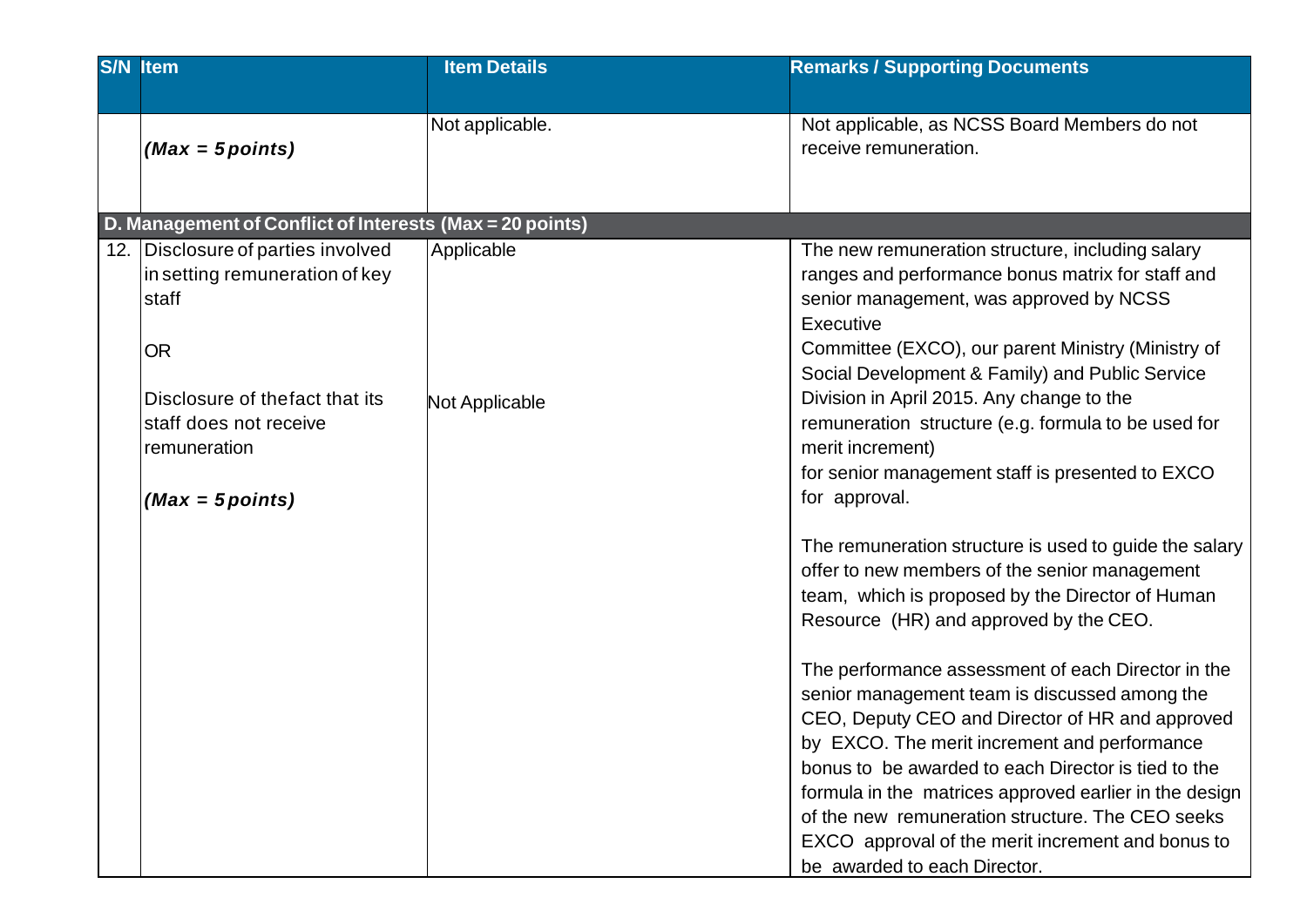| S/N | Item | Item Details | Remarks / Supporting Documents |
|---|---|---|---|
| | ***(Max = 5 points)*** | Not applicable. | Not applicable, as NCSS Board Members do not receive remuneration. |
| **D. Management of Conflict of Interests (Max = 20 points)** | | | |
| 12. | Disclosure of parties involved in setting remuneration of key staff<br><br>OR<br><br>Disclosure of the fact that its staff does not receive remuneration<br><br>***(Max = 5 points)*** | Applicable<br><br><br><br>Not Applicable | The new remuneration structure, including salary ranges and performance bonus matrix for staff and senior management, was approved by NCSS Executive Committee (EXCO), our parent Ministry (Ministry of Social Development & Family) and Public Service Division in April 2015. Any change to the remuneration structure (e.g. formula to be used for merit increment) for senior management staff is presented to EXCO for approval.<br><br>The remuneration structure is used to guide the salary offer to new members of the senior management team, which is proposed by the Director of Human Resource (HR) and approved by the CEO.<br><br>The performance assessment of each Director in the senior management team is discussed among the CEO, Deputy CEO and Director of HR and approved by EXCO. The merit increment and performance bonus to be awarded to each Director is tied to the formula in the matrices approved earlier in the design of the new remuneration structure. The CEO seeks EXCO approval of the merit increment and bonus to be awarded to each Director. |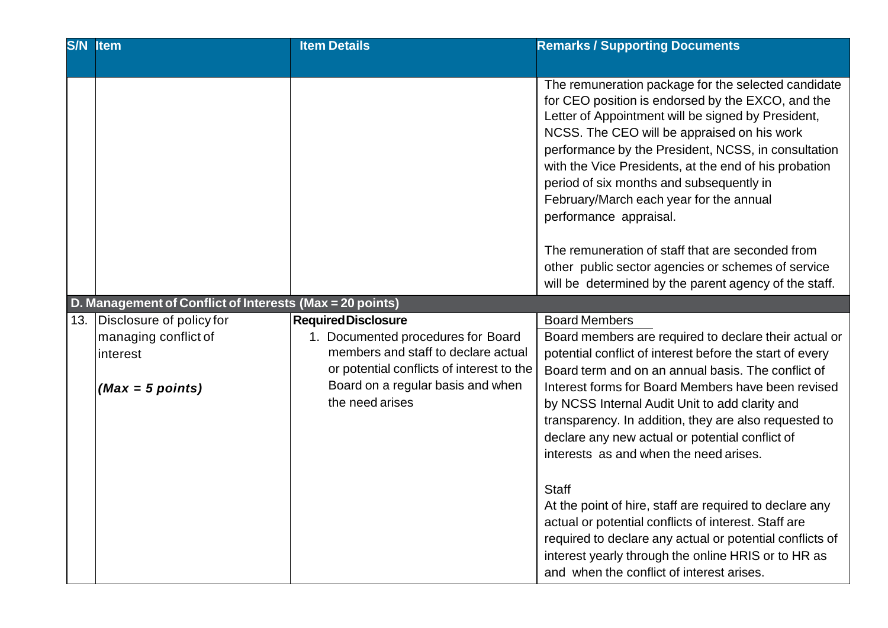| S/N | Item | Item Details | Remarks / Supporting Documents |
| --- | --- | --- | --- |
| | | | The remuneration package for the selected candidate for CEO position is endorsed by the EXCO, and the Letter of Appointment will be signed by President, NCSS. The CEO will be appraised on his work performance by the President, NCSS, in consultation with the Vice Presidents, at the end of his probation period of six months and subsequently in February/March each year for the annual performance appraisal.<br><br>The remuneration of staff that are seconded from other public sector agencies or schemes of service will be determined by the parent agency of the staff. |
| **D. Management of Conflict of Interests (Max = 20 points)** | | | |
| 13. | Disclosure of policy for managing conflict of interest<br><br>***(Max = 5 points)*** | **Required Disclosure**<br>1. Documented procedures for Board members and staff to declare actual or potential conflicts of interest to the Board on a regular basis and when the need arises | Board Members<br>Board members are required to declare their actual or potential conflict of interest before the start of every Board term and on an annual basis. The conflict of Interest forms for Board Members have been revised by NCSS Internal Audit Unit to add clarity and transparency. In addition, they are also requested to declare any new actual or potential conflict of interests as and when the need arises.<br><br>Staff<br>At the point of hire, staff are required to declare any actual or potential conflicts of interest. Staff are required to declare any actual or potential conflicts of interest yearly through the online HRIS or to HR as and when the conflict of interest arises. |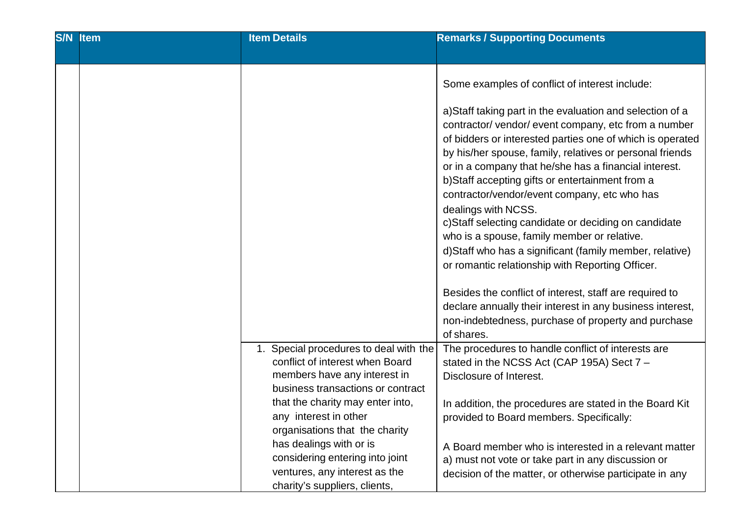| S/N | Item | Item Details | Remarks / Supporting Documents |
| --- | --- | --- | --- |
| | | | Some examples of conflict of interest include:<br><br>a)Staff taking part in the evaluation and selection of a contractor/ vendor/ event company, etc from a number of bidders or interested parties one of which is operated by his/her spouse, family, relatives or personal friends or in a company that he/she has a financial interest.<br>b)Staff accepting gifts or entertainment from a contractor/vendor/event company, etc who has dealings with NCSS.<br>c)Staff selecting candidate or deciding on candidate who is a spouse, family member or relative.<br>d)Staff who has a significant (family member, relative) or romantic relationship with Reporting Officer.<br><br>Besides the conflict of interest, staff are required to declare annually their interest in any business interest, non-indebtedness, purchase of property and purchase of shares. |
| | | 1. Special procedures to deal with the conflict of interest when Board members have any interest in business transactions or contract that the charity may enter into, any interest in other organisations that the charity has dealings with or is considering entering into joint ventures, any interest as the charity's suppliers, clients, | The procedures to handle conflict of interests are stated in the NCSS Act (CAP 195A) Sect 7 – Disclosure of Interest.<br><br>In addition, the procedures are stated in the Board Kit provided to Board members. Specifically:<br><br>A Board member who is interested in a relevant matter<br>a) must not vote or take part in any discussion or decision of the matter, or otherwise participate in any |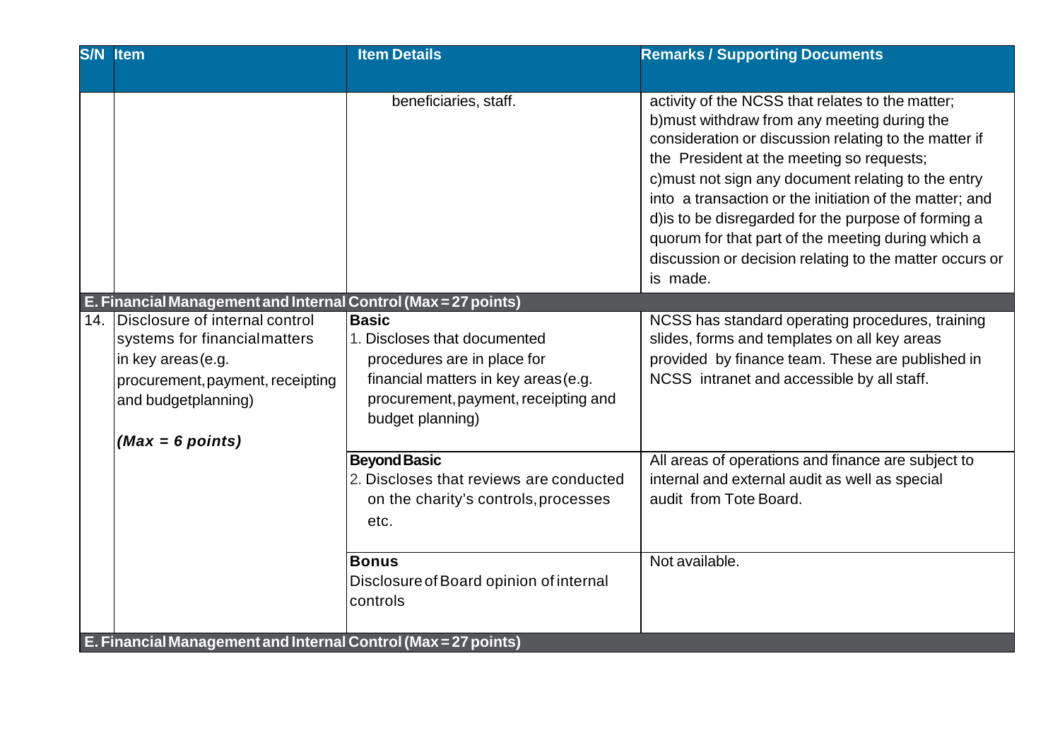| S/N | Item | Item Details | Remarks / Supporting Documents |
|---|---|---|---|
| | | beneficiaries, staff. | activity of the NCSS that relates to the matter;<br>b)must withdraw from any meeting during the consideration or discussion relating to the matter if the President at the meeting so requests;<br>c)must not sign any document relating to the entry into a transaction or the initiation of the matter; and<br>d)is to be disregarded for the purpose of forming a quorum for that part of the meeting during which a discussion or decision relating to the matter occurs or is made. |
| **E. Financial Management and Internal Control (Max = 27 points)** | | | |
| 14. | Disclosure of internal control systems for financial matters in key areas (e.g. procurement, payment, receipting and budget planning)<br><br>***(Max = 6 points)*** | **Basic**<br>1. Discloses that documented procedures are in place for financial matters in key areas (e.g. procurement, payment, receipting and budget planning) | NCSS has standard operating procedures, training slides, forms and templates on all key areas provided by finance team. These are published in NCSS intranet and accessible by all staff. |
| | | **Beyond Basic**<br>2. Discloses that reviews are conducted on the charity's controls, processes etc. | All areas of operations and finance are subject to internal and external audit as well as special audit from Tote Board. |
| | | **Bonus**<br>Disclosure of Board opinion of internal controls | Not available. |
| **E. Financial Management and Internal Control (Max = 27 points)** | | | |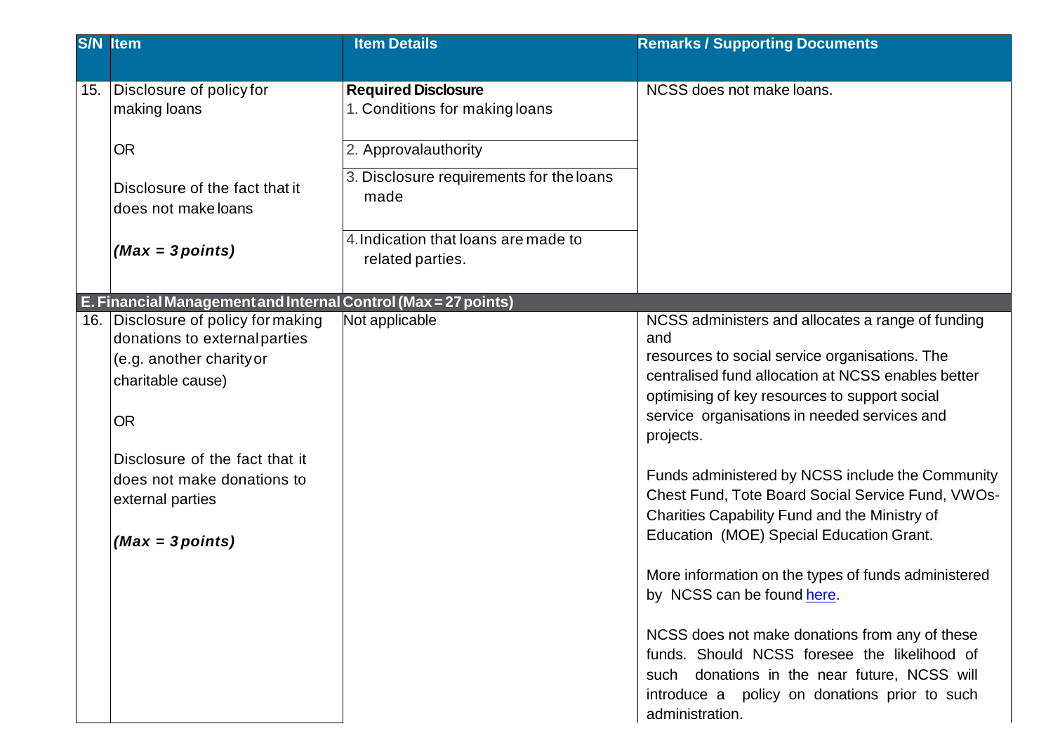| S/N | Item | Item Details | Remarks / Supporting Documents |
|---|---|---|---|
| 15. | Disclosure of policy for making loans<br><br>OR<br><br>Disclosure of the fact that it does not make loans<br><br>***(Max = 3 points)*** | **Required Disclosure**<br>1. Conditions for making loans<br>2. Approvalauthority<br>3. Disclosure requirements for the loans made<br>4. Indication that loans are made to related parties. | NCSS does not make loans. |
| **E. Financial Management and Internal Control (Max = 27 points)** | | | |
| 16. | Disclosure of policy for making donations to external parties (e.g. another charity or charitable cause)<br><br>OR<br><br>Disclosure of the fact that it does not make donations to external parties<br><br>***(Max = 3 points)*** | Not applicable | NCSS administers and allocates a range of funding and resources to social service organisations. The centralised fund allocation at NCSS enables better optimising of key resources to support social service organisations in needed services and projects.<br><br>Funds administered by NCSS include the Community Chest Fund, Tote Board Social Service Fund, VWOs-Charities Capability Fund and the Ministry of Education (MOE) Special Education Grant.<br><br>More information on the types of funds administered by NCSS can be found here.<br><br>NCSS does not make donations from any of these funds. Should NCSS foresee the likelihood of such donations in the near future, NCSS will introduce a policy on donations prior to such administration. |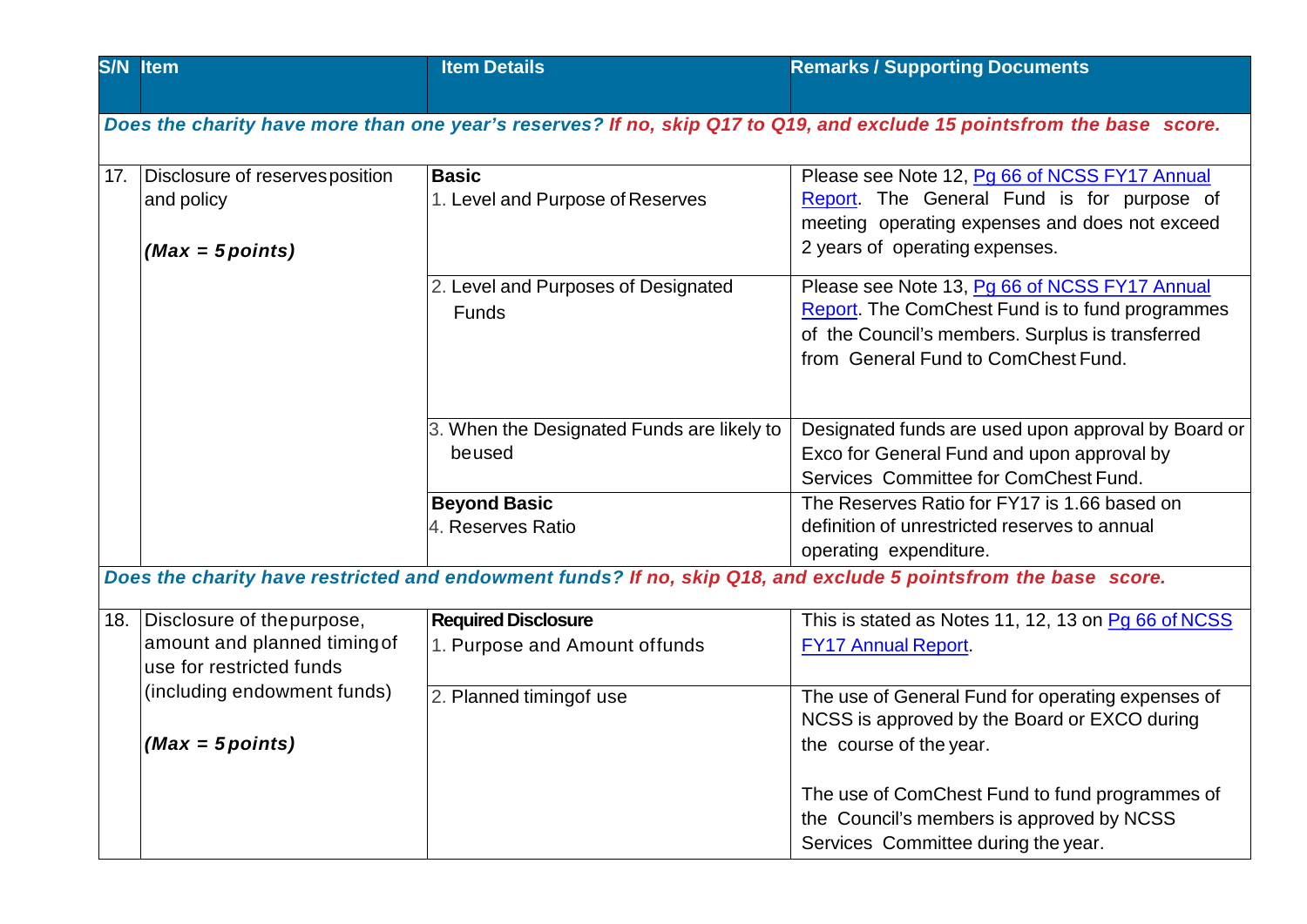| S/N | Item | Item Details | Remarks / Supporting Documents |
|---|---|---|---|
| ***Does the charity have more than one year's reserves? If no, skip Q17 to Q19, and exclude 15 points from the base score.*** | | | |
| 17. | Disclosure of reserves position and policy<br><br>***(Max = 5 points)*** | **Basic**<br>1. Level and Purpose of Reserves | Please see Note 12, Pg 66 of NCSS FY17 Annual Report. The General Fund is for purpose of meeting operating expenses and does not exceed 2 years of operating expenses. |
| | | 2. Level and Purposes of Designated Funds | Please see Note 13, Pg 66 of NCSS FY17 Annual Report. The ComChest Fund is to fund programmes of the Council's members. Surplus is transferred from General Fund to ComChest Fund. |
| | | 3. When the Designated Funds are likely to be used | Designated funds are used upon approval by Board or Exco for General Fund and upon approval by Services Committee for ComChest Fund. |
| | | **Beyond Basic**<br>4. Reserves Ratio | The Reserves Ratio for FY17 is 1.66 based on definition of unrestricted reserves to annual operating expenditure. |
| ***Does the charity have restricted and endowment funds? If no, skip Q18, and exclude 5 points from the base score.*** | | | |
| 18. | Disclosure of the purpose, amount and planned timing of use for restricted funds (including endowment funds)<br><br>***(Max = 5 points)*** | **Required Disclosure**<br>1. Purpose and Amount of funds | This is stated as Notes 11, 12, 13 on Pg 66 of NCSS FY17 Annual Report. |
| | | 2. Planned timing of use | The use of General Fund for operating expenses of NCSS is approved by the Board or EXCO during the course of the year.<br><br>The use of ComChest Fund to fund programmes of the Council's members is approved by NCSS Services Committee during the year. |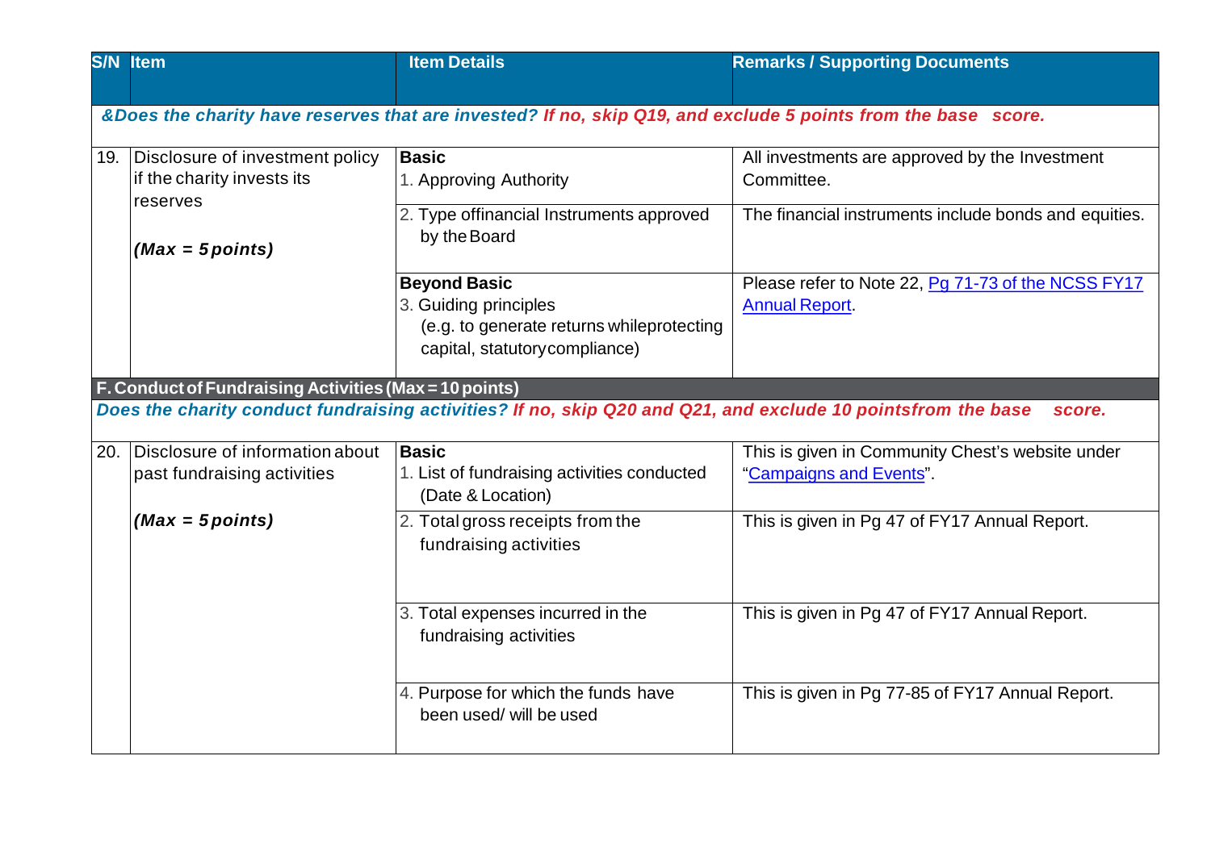| S/N | Item | Item Details | Remarks / Supporting Documents |
| --- | --- | --- | --- |
| | ***&Does the charity have reserves that are invested? If no, skip Q19, and exclude 5 points from the base score.*** | | |
| 19. | Disclosure of investment policy if the charity invests its reserves<br><br>***(Max = 5 points)*** | **Basic**<br>1. Approving Authority | All investments are approved by the Investment Committee. |
| | | 2. Type of financial Instruments approved by the Board | The financial instruments include bonds and equities. |
| | | **Beyond Basic**<br>3. Guiding principles (e.g. to generate returns while protecting capital, statutory compliance) | Please refer to Note 22, Pg 71-73 of the NCSS FY17 Annual Report. |
| | **F. Conduct of Fundraising Activities (Max = 10 points)** | | |
| | ***Does the charity conduct fundraising activities? If no, skip Q20 and Q21, and exclude 10 points from the base score.*** | | |
| 20. | Disclosure of information about past fundraising activities<br><br>***(Max = 5 points)*** | **Basic**<br>1. List of fundraising activities conducted (Date & Location) | This is given in Community Chest's website under "Campaigns and Events". |
| | | 2. Total gross receipts from the fundraising activities | This is given in Pg 47 of FY17 Annual Report. |
| | | 3. Total expenses incurred in the fundraising activities | This is given in Pg 47 of FY17 Annual Report. |
| | | 4. Purpose for which the funds have been used/ will be used | This is given in Pg 77-85 of FY17 Annual Report. |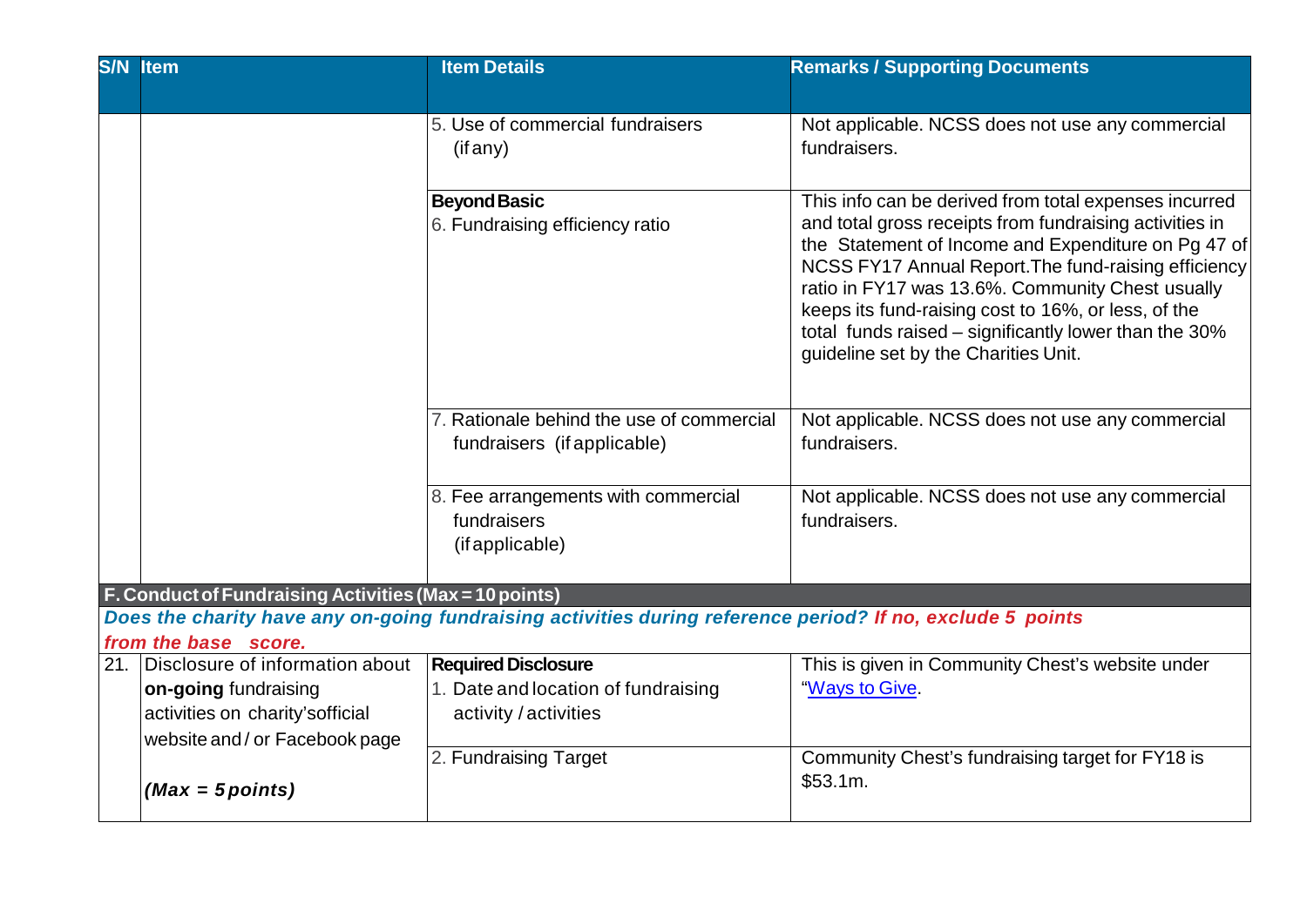| S/N | Item | Item Details | Remarks / Supporting Documents |
|---|---|---|---|
| | | 5. Use of commercial fundraisers (if any) | Not applicable. NCSS does not use any commercial fundraisers. |
| | | **Beyond Basic**<br>6. Fundraising efficiency ratio | This info can be derived from total expenses incurred and total gross receipts from fundraising activities in the Statement of Income and Expenditure on Pg 47 of NCSS FY17 Annual Report.The fund-raising efficiency ratio in FY17 was 13.6%. Community Chest usually keeps its fund-raising cost to 16%, or less, of the total funds raised – significantly lower than the 30% guideline set by the Charities Unit. |
| | | 7. Rationale behind the use of commercial fundraisers (if applicable) | Not applicable. NCSS does not use any commercial fundraisers. |
| | | 8. Fee arrangements with commercial fundraisers (if applicable) | Not applicable. NCSS does not use any commercial fundraisers. |
| **F. Conduct of Fundraising Activities (Max = 10 points)** | | | |
| ***Does the charity have any on-going fundraising activities during reference period? If no, exclude 5 points from the base score.*** | | | |
| 21. | Disclosure of information about **on-going** fundraising activities on charity's official website and / or Facebook page<br><br>***(Max = 5 points)*** | **Required Disclosure**<br>1. Date and location of fundraising activity / activities | This is given in Community Chest's website under "Ways to Give. |
| | | 2. Fundraising Target | Community Chest's fundraising target for FY18 is $53.1m. |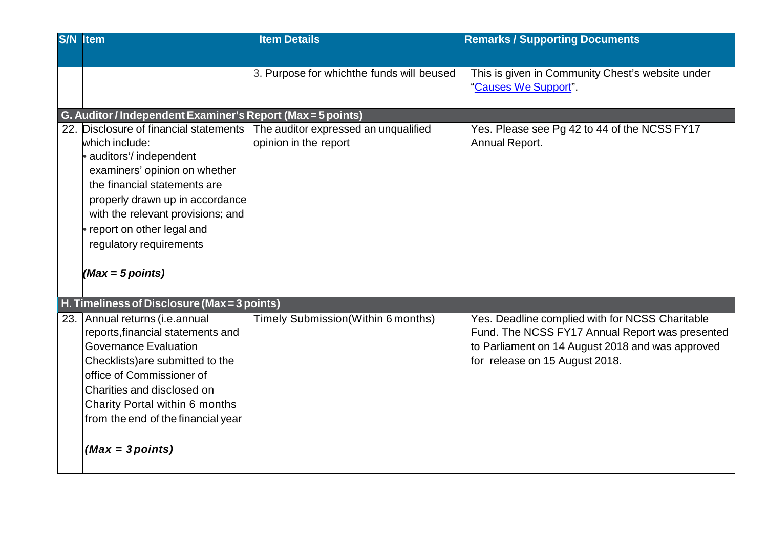| S/N | Item | Item Details | Remarks / Supporting Documents |
|---|---|---|---|
| | | 3. Purpose for whichthe funds will beused | This is given in Community Chest's website under "Causes We Support". |
| **G. Auditor / Independent Examiner's Report (Max = 5 points)** | | | |
| 22. | Disclosure of financial statements which include:<br>• auditors'/ independent examiners' opinion on whether the financial statements are properly drawn up in accordance with the relevant provisions; and<br>• report on other legal and regulatory requirements<br><br>***(Max = 5 points)*** | The auditor expressed an unqualified opinion in the report | Yes. Please see Pg 42 to 44 of the NCSS FY17 Annual Report. |
| **H. Timeliness of Disclosure (Max = 3 points)** | | | |
| 23. | Annual returns (i.e.annual reports,financial statements and Governance Evaluation Checklists)are submitted to the office of Commissioner of Charities and disclosed on Charity Portal within 6 months from the end of the financial year<br><br>***(Max = 3 points)*** | Timely Submission(Within 6 months) | Yes. Deadline complied with for NCSS Charitable Fund. The NCSS FY17 Annual Report was presented to Parliament on 14 August 2018 and was approved for release on 15 August 2018. |